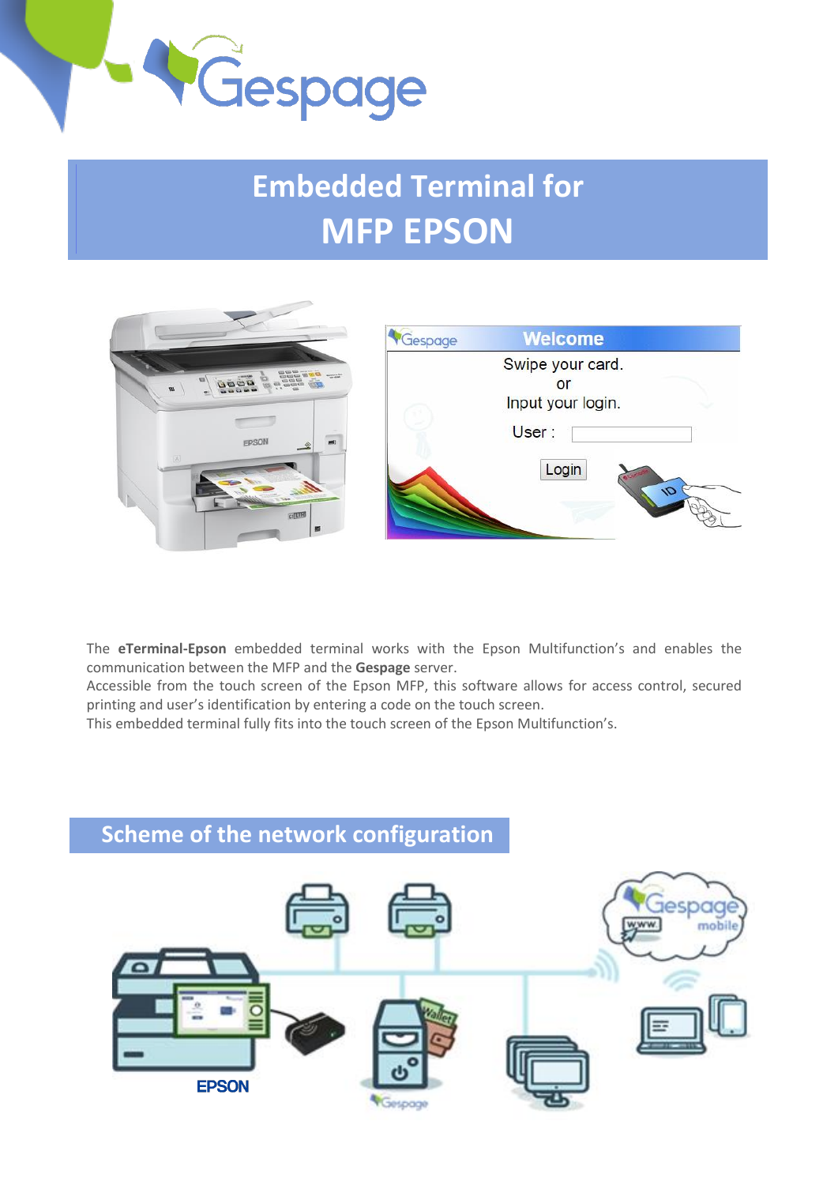# Embedded Terminal for MFP EPSON

The **eTerminal-Epson** embedded terminal works with the Epson Multifunction's and enables the communication between the MFP and the **Gespage** server.
Accessible from the touch screen of the Epson MFP, this software allows for access control, secured printing and user's identification by entering a code on the touch screen.
This embedded terminal fully fits into the touch screen of the Epson Multifunction's.

## Scheme of the network configuration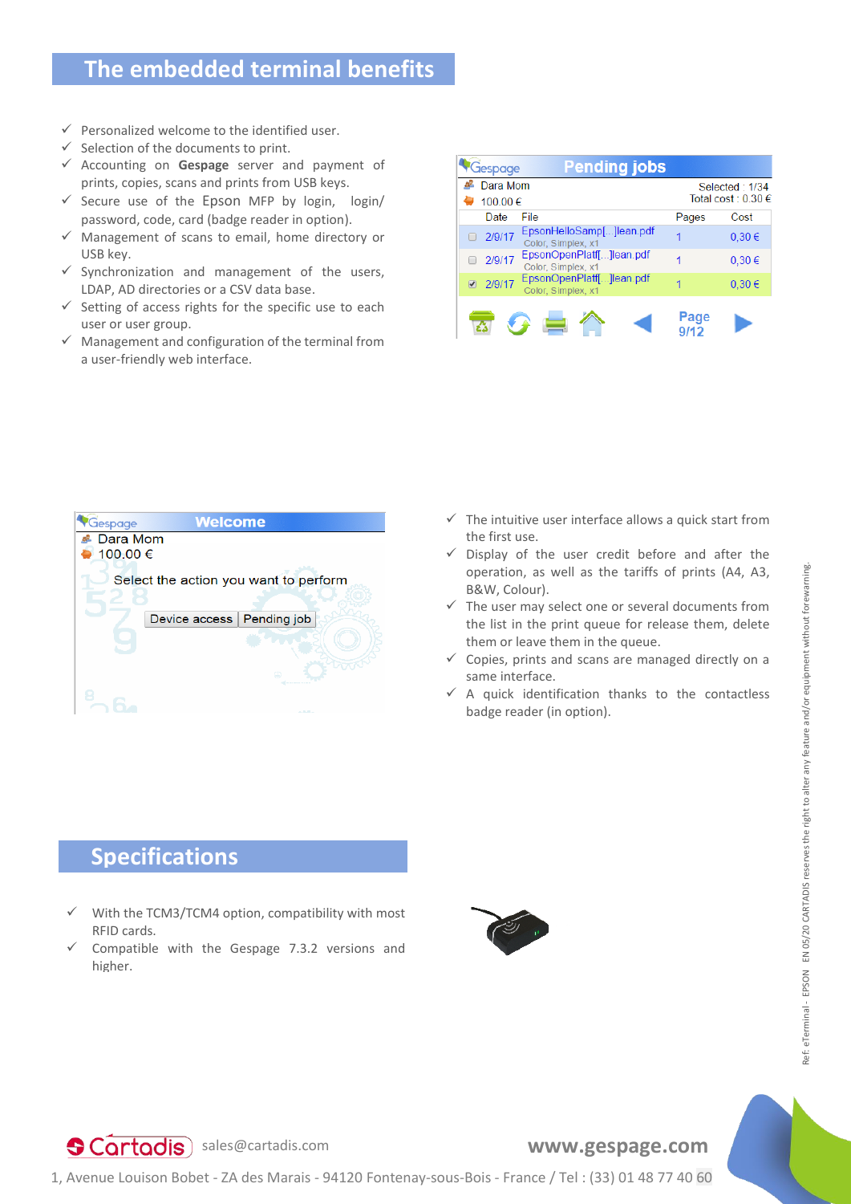## The embedded terminal benefits

- ✓ Personalized welcome to the identified user.
- ✓ Selection of the documents to print.
- ✓ Accounting on **Gespage** server and payment of prints, copies, scans and prints from USB keys.
- ✓ Secure use of the Epson MFP by login, login/password, code, card (badge reader in option).
- ✓ Management of scans to email, home directory or USB key.
- ✓ Synchronization and management of the users, LDAP, AD directories or a CSV data base.
- ✓ Setting of access rights for the specific use to each user or user group.
- ✓ Management and configuration of the terminal from a user-friendly web interface.

- ✓ The intuitive user interface allows a quick start from the first use.
- ✓ Display of the user credit before and after the operation, as well as the tariffs of prints (A4, A3, B&W, Colour).
- ✓ The user may select one or several documents from the list in the print queue for release them, delete them or leave them in the queue.
- ✓ Copies, prints and scans are managed directly on a same interface.
- ✓ A quick identification thanks to the contactless badge reader (in option).

## Specifications

- ✓ With the TCM3/TCM4 option, compatibility with most RFID cards.
- ✓ Compatible with the Gespage 7.3.2 versions and higher.

Ref: eTerminal - EPSON EN 05/20 CARTADIS reserves the right to alter any feature and/or equipment without forewarning.

Cartadis sales@cartadis.com www.gespage.com

1, Avenue Louison Bobet - ZA des Marais - 94120 Fontenay-sous-Bois - France / Tel : (33) 01 48 77 40 60